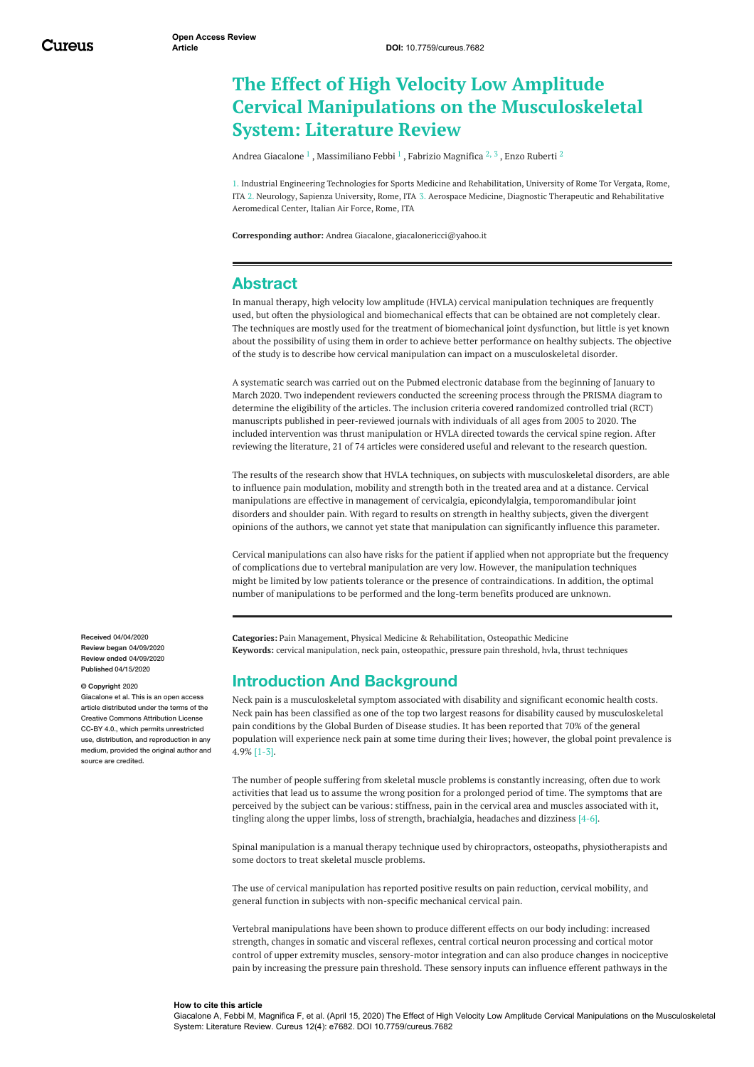Open Access Review Article

DOI: 10.7759/cureus.7682

# The Effect of High Velocity Low Amplitude Cervical Manipulations on the Musculoskeletal System: Literature Review

Andrea Giacalone [1], Massimiliano Febbi [1], Fabrizio Magnifica [2, 3], Enzo Ruberti [2]

1. Industrial Engineering Technologies for Sports Medicine and Rehabilitation, University of Rome Tor Vergata, Rome, ITA 2. Neurology, Sapienza University, Rome, ITA 3. Aerospace Medicine, Diagnostic Therapeutic and Rehabilitative Aeromedical Center, Italian Air Force, Rome, ITA

**Corresponding author:** Andrea Giacalone, giacalonericci@yahoo.it

## Abstract

In manual therapy, high velocity low amplitude (HVLA) cervical manipulation techniques are frequently used, but often the physiological and biomechanical effects that can be obtained are not completely clear. The techniques are mostly used for the treatment of biomechanical joint dysfunction, but little is yet known about the possibility of using them in order to achieve better performance on healthy subjects. The objective of the study is to describe how cervical manipulation can impact on a musculoskeletal disorder.

A systematic search was carried out on the Pubmed electronic database from the beginning of January to March 2020. Two independent reviewers conducted the screening process through the PRISMA diagram to determine the eligibility of the articles. The inclusion criteria covered randomized controlled trial (RCT) manuscripts published in peer-reviewed journals with individuals of all ages from 2005 to 2020. The included intervention was thrust manipulation or HVLA directed towards the cervical spine region. After reviewing the literature, 21 of 74 articles were considered useful and relevant to the research question.

The results of the research show that HVLA techniques, on subjects with musculoskeletal disorders, are able to influence pain modulation, mobility and strength both in the treated area and at a distance. Cervical manipulations are effective in management of cervicalgia, epicondylalgia, temporomandibular joint disorders and shoulder pain. With regard to results on strength in healthy subjects, given the divergent opinions of the authors, we cannot yet state that manipulation can significantly influence this parameter.

Cervical manipulations can also have risks for the patient if applied when not appropriate but the frequency of complications due to vertebral manipulation are very low. However, the manipulation techniques might be limited by low patients tolerance or the presence of contraindications. In addition, the optimal number of manipulations to be performed and the long-term benefits produced are unknown.

**Received** 04/04/2020
**Review began** 04/09/2020
**Review ended** 04/09/2020
**Published** 04/15/2020

**© Copyright** 2020
Giacalone et al. This is an open access article distributed under the terms of the Creative Commons Attribution License CC-BY 4.0., which permits unrestricted use, distribution, and reproduction in any medium, provided the original author and source are credited.

**Categories:** Pain Management, Physical Medicine & Rehabilitation, Osteopathic Medicine
**Keywords:** cervical manipulation, neck pain, osteopathic, pressure pain threshold, hvla, thrust techniques

## Introduction And Background

Neck pain is a musculoskeletal symptom associated with disability and significant economic health costs. Neck pain has been classified as one of the top two largest reasons for disability caused by musculoskeletal pain conditions by the Global Burden of Disease studies. It has been reported that 70% of the general population will experience neck pain at some time during their lives; however, the global point prevalence is 4.9% [1-3].

The number of people suffering from skeletal muscle problems is constantly increasing, often due to work activities that lead us to assume the wrong position for a prolonged period of time. The symptoms that are perceived by the subject can be various: stiffness, pain in the cervical area and muscles associated with it, tingling along the upper limbs, loss of strength, brachialgia, headaches and dizziness [4-6].

Spinal manipulation is a manual therapy technique used by chiropractors, osteopaths, physiotherapists and some doctors to treat skeletal muscle problems.

The use of cervical manipulation has reported positive results on pain reduction, cervical mobility, and general function in subjects with non-specific mechanical cervical pain.

Vertebral manipulations have been shown to produce different effects on our body including: increased strength, changes in somatic and visceral reflexes, central cortical neuron processing and cortical motor control of upper extremity muscles, sensory-motor integration and can also produce changes in nociceptive pain by increasing the pressure pain threshold. These sensory inputs can influence efferent pathways in the

**How to cite this article**
Giacalone A, Febbi M, Magnifica F, et al. (April 15, 2020) The Effect of High Velocity Low Amplitude Cervical Manipulations on the Musculoskeletal System: Literature Review. Cureus 12(4): e7682. DOI 10.7759/cureus.7682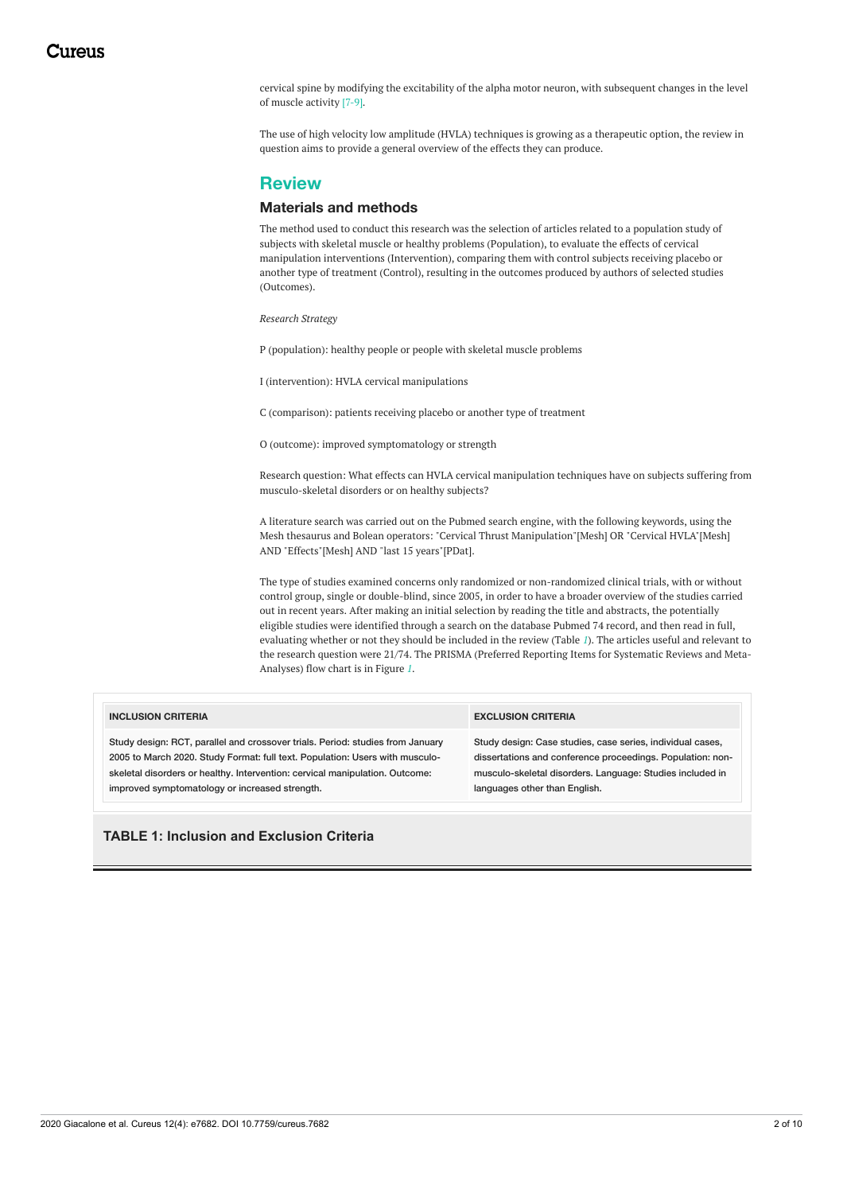cervical spine by modifying the excitability of the alpha motor neuron, with subsequent changes in the level of muscle activity [7-9].

The use of high velocity low amplitude (HVLA) techniques is growing as a therapeutic option, the review in question aims to provide a general overview of the effects they can produce.

## Review

### Materials and methods

The method used to conduct this research was the selection of articles related to a population study of subjects with skeletal muscle or healthy problems (Population), to evaluate the effects of cervical manipulation interventions (Intervention), comparing them with control subjects receiving placebo or another type of treatment (Control), resulting in the outcomes produced by authors of selected studies (Outcomes).

*Research Strategy*

P (population): healthy people or people with skeletal muscle problems

I (intervention): HVLA cervical manipulations

C (comparison): patients receiving placebo or another type of treatment

O (outcome): improved symptomatology or strength

Research question: What effects can HVLA cervical manipulation techniques have on subjects suffering from musculo-skeletal disorders or on healthy subjects?

A literature search was carried out on the Pubmed search engine, with the following keywords, using the Mesh thesaurus and Bolean operators: "Cervical Thrust Manipulation"[Mesh] OR "Cervical HVLA"[Mesh] AND "Effects"[Mesh] AND "last 15 years"[PDat].

The type of studies examined concerns only randomized or non-randomized clinical trials, with or without control group, single or double-blind, since 2005, in order to have a broader overview of the studies carried out in recent years. After making an initial selection by reading the title and abstracts, the potentially eligible studies were identified through a search on the database Pubmed 74 record, and then read in full, evaluating whether or not they should be included in the review (Table *1*). The articles useful and relevant to the research question were 21/74. The PRISMA (Preferred Reporting Items for Systematic Reviews and Meta-Analyses) flow chart is in Figure *1*.

| INCLUSION CRITERIA | EXCLUSION CRITERIA |
| --- | --- |
| Study design: RCT, parallel and crossover trials. Period: studies from January 2005 to March 2020. Study Format: full text. Population: Users with musculo-skeletal disorders or healthy. Intervention: cervical manipulation. Outcome: improved symptomatology or increased strength. | Study design: Case studies, case series, individual cases, dissertations and conference proceedings. Population: non-musculo-skeletal disorders. Language: Studies included in languages other than English. |

**TABLE 1: Inclusion and Exclusion Criteria**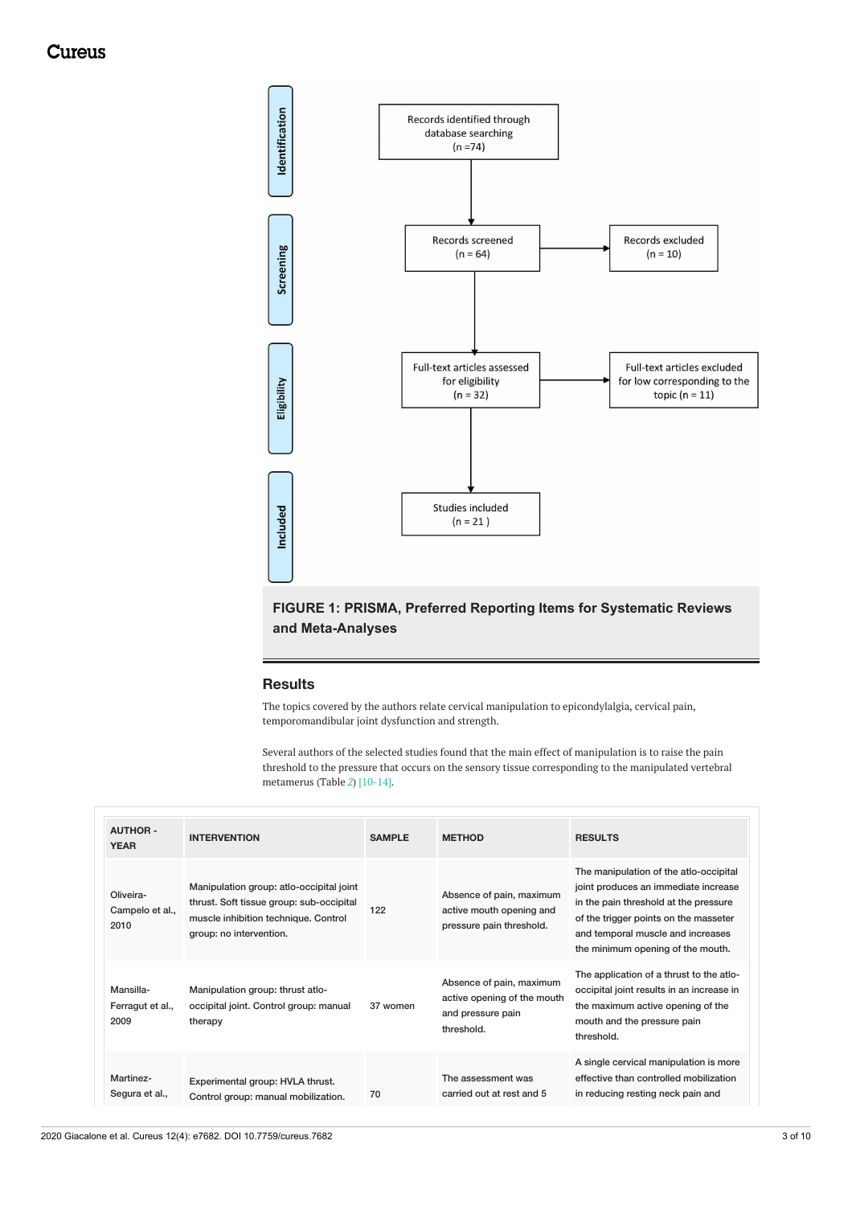Records identified through database searching (n =74)

Records screened (n = 64)

Records excluded (n = 10)

Full-text articles assessed for eligibility (n = 32)

Full-text articles excluded for low corresponding to the topic (n = 11)

Studies included (n = 21 )

Identification

Screening

Eligibility

Included

**FIGURE 1: PRISMA, Preferred Reporting Items for Systematic Reviews and Meta-Analyses**

## Results

The topics covered by the authors relate cervical manipulation to epicondylalgia, cervical pain, temporomandibular joint dysfunction and strength.

Several authors of the selected studies found that the main effect of manipulation is to raise the pain threshold to the pressure that occurs on the sensory tissue corresponding to the manipulated vertebral metamerus (Table 2) [10-14].

| AUTHOR - YEAR | INTERVENTION | SAMPLE | METHOD | RESULTS |
|---|---|---|---|---|
| Oliveira-Campelo et al., 2010 | Manipulation group: atlo-occipital joint thrust. Soft tissue group: sub-occipital muscle inhibition technique. Control group: no intervention. | 122 | Absence of pain, maximum active mouth opening and pressure pain threshold. | The manipulation of the atlo-occipital joint produces an immediate increase in the pain threshold at the pressure of the trigger points on the masseter and temporal muscle and increases the minimum opening of the mouth. |
| Mansilla-Ferragut et al., 2009 | Manipulation group: thrust atlo-occipital joint. Control group: manual therapy | 37 women | Absence of pain, maximum active opening of the mouth and pressure pain threshold. | The application of a thrust to the atlo-occipital joint results in an increase in the maximum active opening of the mouth and the pressure pain threshold. |
| Martinez-Segura et al., | Experimental group: HVLA thrust. Control group: manual mobilization. | 70 | The assessment was carried out at rest and 5 | A single cervical manipulation is more effective than controlled mobilization in reducing resting neck pain and |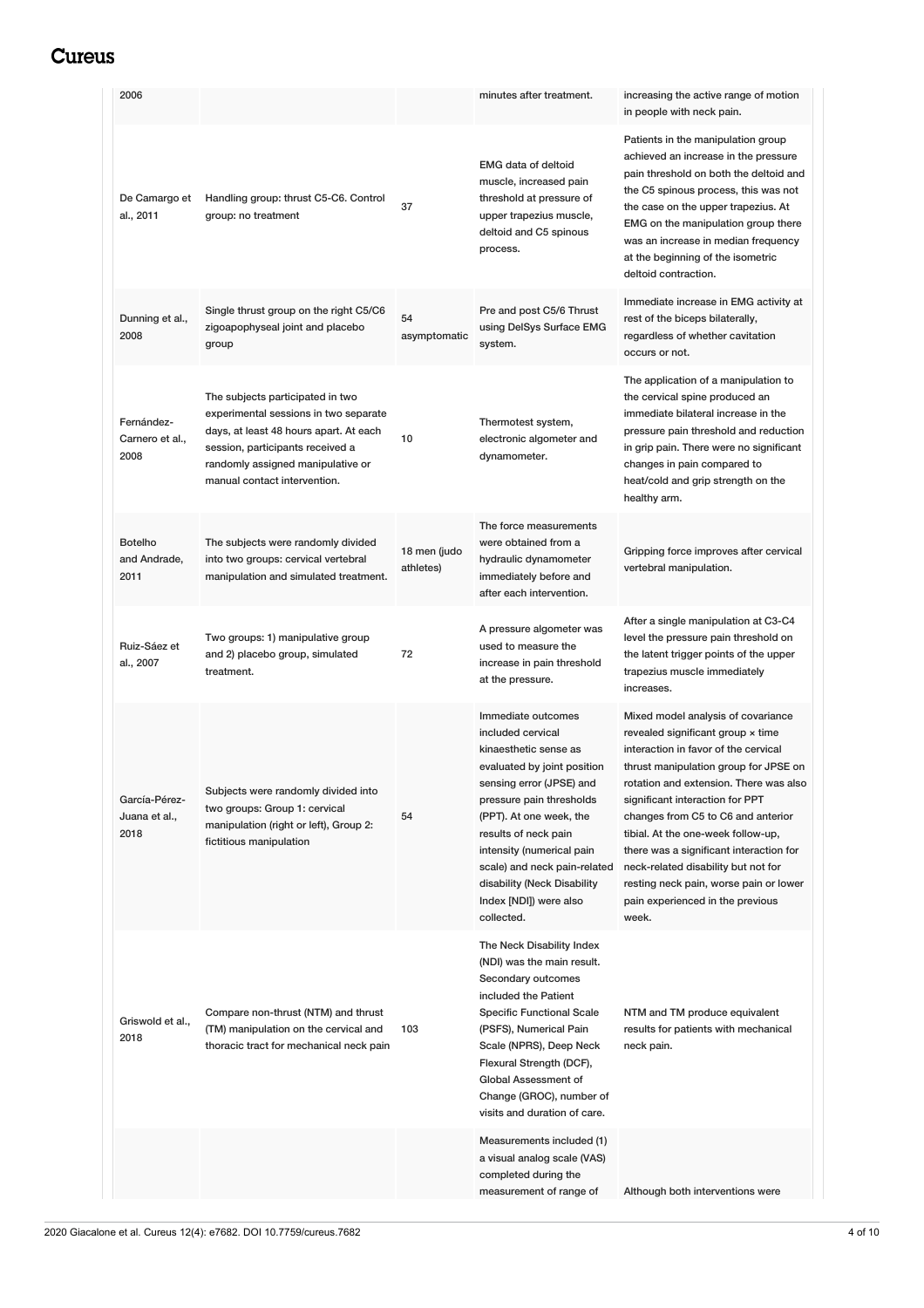| | | | | |
|---|---|---|---|---|
| 2006 | | | minutes after treatment. | increasing the active range of motion in people with neck pain. |
| De Camargo et al., 2011 | Handling group: thrust C5-C6. Control group: no treatment | 37 | EMG data of deltoid muscle, increased pain threshold at pressure of upper trapezius muscle, deltoid and C5 spinous process. | Patients in the manipulation group achieved an increase in the pressure pain threshold on both the deltoid and the C5 spinous process, this was not the case on the upper trapezius. At EMG on the manipulation group there was an increase in median frequency at the beginning of the isometric deltoid contraction. |
| Dunning et al., 2008 | Single thrust group on the right C5/C6 zigoapophyseal joint and placebo group | 54 asymptomatic | Pre and post C5/6 Thrust using DelSys Surface EMG system. | Immediate increase in EMG activity at rest of the biceps bilaterally, regardless of whether cavitation occurs or not. |
| Fernández-Carnero et al., 2008 | The subjects participated in two experimental sessions in two separate days, at least 48 hours apart. At each session, participants received a randomly assigned manipulative or manual contact intervention. | 10 | Thermotest system, electronic algometer and dynamometer. | The application of a manipulation to the cervical spine produced an immediate bilateral increase in the pressure pain threshold and reduction in grip pain. There were no significant changes in pain compared to heat/cold and grip strength on the healthy arm. |
| Botelho and Andrade, 2011 | The subjects were randomly divided into two groups: cervical vertebral manipulation and simulated treatment. | 18 men (judo athletes) | The force measurements were obtained from a hydraulic dynamometer immediately before and after each intervention. | Gripping force improves after cervical vertebral manipulation. |
| Ruiz-Sáez et al., 2007 | Two groups: 1) manipulative group and 2) placebo group, simulated treatment. | 72 | A pressure algometer was used to measure the increase in pain threshold at the pressure. | After a single manipulation at C3-C4 level the pressure pain threshold on the latent trigger points of the upper trapezius muscle immediately increases. |
| García-Pérez-Juana et al., 2018 | Subjects were randomly divided into two groups: Group 1: cervical manipulation (right or left), Group 2: fictitious manipulation | 54 | Immediate outcomes included cervical kinaesthetic sense as evaluated by joint position sensing error (JPSE) and pressure pain thresholds (PPT). At one week, the results of neck pain intensity (numerical pain scale) and neck pain-related disability (Neck Disability Index [NDI]) were also collected. | Mixed model analysis of covariance revealed significant group × time interaction in favor of the cervical thrust manipulation group for JPSE on rotation and extension. There was also significant interaction for PPT changes from C5 to C6 and anterior tibial. At the one-week follow-up, there was a significant interaction for neck-related disability but not for resting neck pain, worse pain or lower pain experienced in the previous week. |
| Griswold et al., 2018 | Compare non-thrust (NTM) and thrust (TM) manipulation on the cervical and thoracic tract for mechanical neck pain | 103 | The Neck Disability Index (NDI) was the main result. Secondary outcomes included the Patient Specific Functional Scale (PSFS), Numerical Pain Scale (NPRS), Deep Neck Flexural Strength (DCF), Global Assessment of Change (GROC), number of visits and duration of care. | NTM and TM produce equivalent results for patients with mechanical neck pain. |
| | | | Measurements included (1) a visual analog scale (VAS) completed during the measurement of range of | Although both interventions were |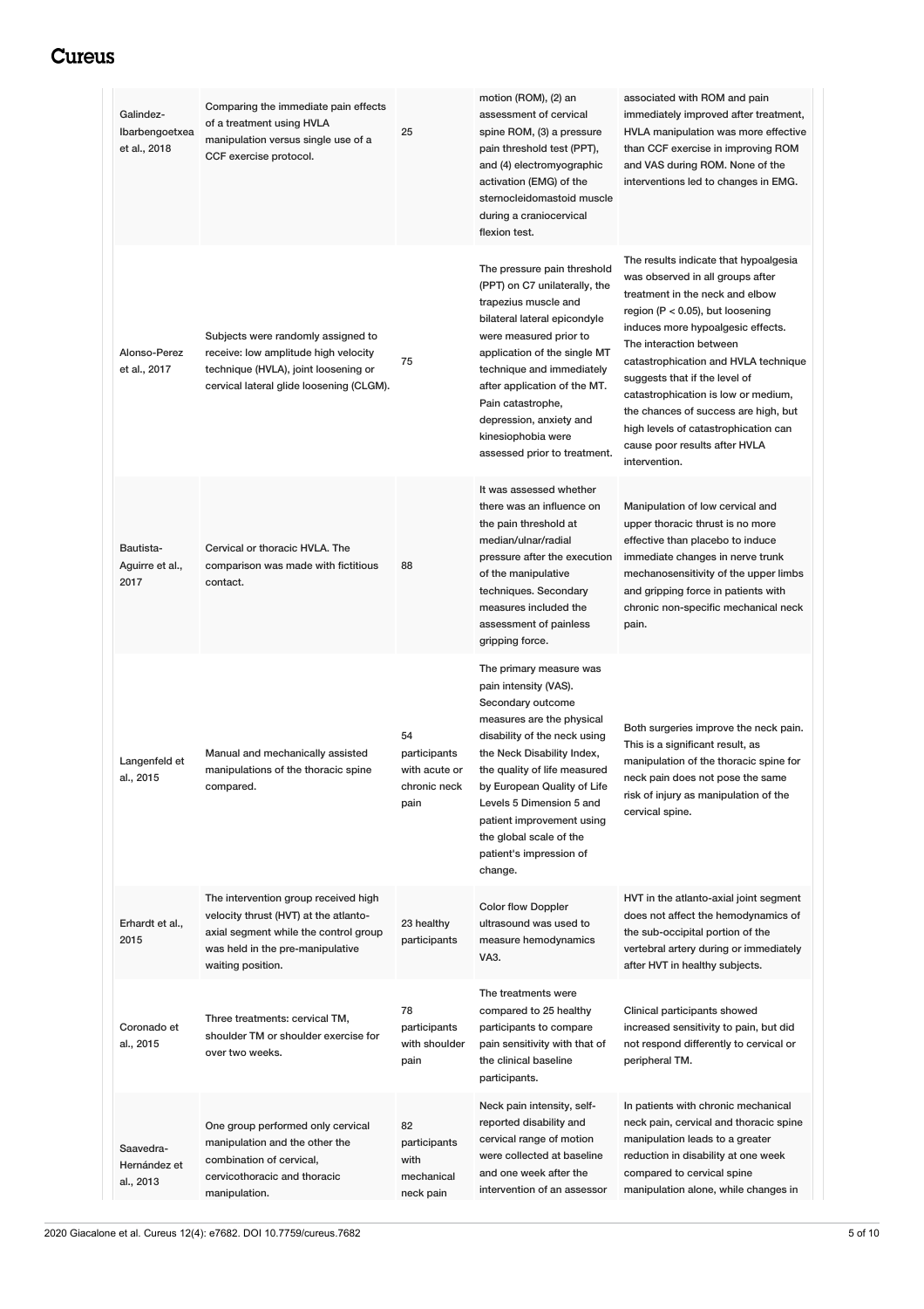| | | | | |
|---|---|---|---|---|
| Galindez-Ibarbengoetxea et al., 2018 | Comparing the immediate pain effects of a treatment using HVLA manipulation versus single use of a CCF exercise protocol. | 25 | motion (ROM), (2) an assessment of cervical spine ROM, (3) a pressure pain threshold test (PPT), and (4) electromyographic activation (EMG) of the sternocleidomastoid muscle during a craniocervical flexion test. | associated with ROM and pain immediately improved after treatment, HVLA manipulation was more effective than CCF exercise in improving ROM and VAS during ROM. None of the interventions led to changes in EMG. |
| Alonso-Perez et al., 2017 | Subjects were randomly assigned to receive: low amplitude high velocity technique (HVLA), joint loosening or cervical lateral glide loosening (CLGM). | 75 | The pressure pain threshold (PPT) on C7 unilaterally, the trapezius muscle and bilateral lateral epicondyle were measured prior to application of the single MT technique and immediately after application of the MT. Pain catastrophe, depression, anxiety and kinesiophobia were assessed prior to treatment. | The results indicate that hypoalgesia was observed in all groups after treatment in the neck and elbow region ($P < 0.05$), but loosening induces more hypoalgesic effects. The interaction between catastrophication and HVLA technique suggests that if the level of catastrophication is low or medium, the chances of success are high, but high levels of catastrophication can cause poor results after HVLA intervention. |
| Bautista-Aguirre et al., 2017 | Cervical or thoracic HVLA. The comparison was made with fictitious contact. | 88 | It was assessed whether there was an influence on the pain threshold at median/ulnar/radial pressure after the execution of the manipulative techniques. Secondary measures included the assessment of painless gripping force. | Manipulation of low cervical and upper thoracic thrust is no more effective than placebo to induce immediate changes in nerve trunk mechanosensitivity of the upper limbs and gripping force in patients with chronic non-specific mechanical neck pain. |
| Langenfeld et al., 2015 | Manual and mechanically assisted manipulations of the thoracic spine compared. | 54 participants with acute or chronic neck pain | The primary measure was pain intensity (VAS). Secondary outcome measures are the physical disability of the neck using the Neck Disability Index, the quality of life measured by European Quality of Life Levels 5 Dimension 5 and patient improvement using the global scale of the patient's impression of change. | Both surgeries improve the neck pain. This is a significant result, as manipulation of the thoracic spine for neck pain does not pose the same risk of injury as manipulation of the cervical spine. |
| Erhardt et al., 2015 | The intervention group received high velocity thrust (HVT) at the atlanto-axial segment while the control group was held in the pre-manipulative waiting position. | 23 healthy participants | Color flow Doppler ultrasound was used to measure hemodynamics VA3. | HVT in the atlanto-axial joint segment does not affect the hemodynamics of the sub-occipital portion of the vertebral artery during or immediately after HVT in healthy subjects. |
| Coronado et al., 2015 | Three treatments: cervical TM, shoulder TM or shoulder exercise for over two weeks. | 78 participants with shoulder pain | The treatments were compared to 25 healthy participants to compare participants to compare pain sensitivity with that of the clinical baseline participants. | Clinical participants showed increased sensitivity to pain, but did not respond differently to cervical or peripheral TM. |
| Saavedra-Hernández et al., 2013 | One group performed only cervical manipulation and the other the combination of cervical, cervicothoracic and thoracic manipulation. | 82 participants with mechanical neck pain | Neck pain intensity, self-reported disability and cervical range of motion were collected at baseline and one week after the intervention of an assessor | In patients with chronic mechanical neck pain, cervical and thoracic spine manipulation leads to a greater reduction in disability at one week compared to cervical spine manipulation alone, while changes in |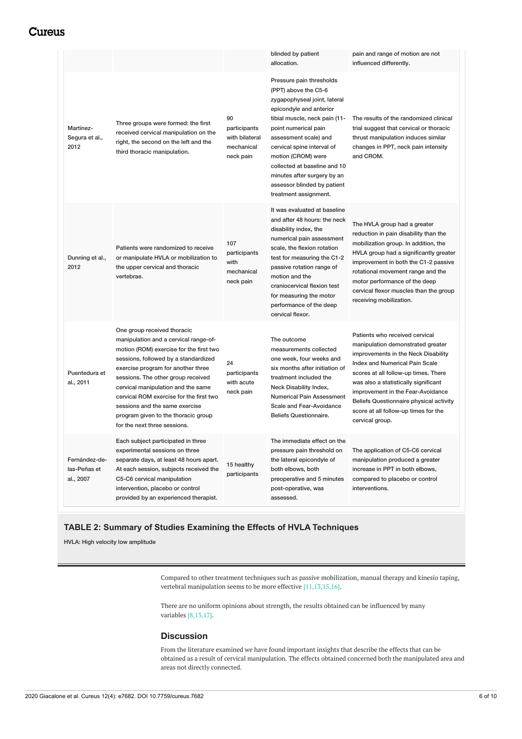| | | | blinded by patient allocation. | pain and range of motion are not influenced differently. |
|---|---|---|---|---|
| Martínez-Segura et al., 2012 | Three groups were formed: the first received cervical manipulation on the right, the second on the left and the third thoracic manipulation. | 90 participants with bilateral mechanical neck pain | Pressure pain thresholds (PPT) above the C5-6 zygapophyseal joint, lateral epicondyle and anterior tibial muscle, neck pain (11-point numerical pain assessment scale) and cervical spine interval of motion (CROM) were collected at baseline and 10 minutes after surgery by an assessor blinded by patient treatment assignment. | The results of the randomized clinical trial suggest that cervical or thoracic thrust manipulation induces similar changes in PPT, neck pain intensity and CROM. |
| Dunning et al., 2012 | Patients were randomized to receive or manipulate HVLA or mobilization to the upper cervical and thoracic vertebrae. | 107 participants with mechanical neck pain | It was evaluated at baseline and after 48 hours: the neck disability index, the numerical pain assessment scale, the flexion rotation test for measuring the C1-2 passive rotation range of motion and the craniocervical flexion test for measuring the motor performance of the deep cervical flexor. | The HVLA group had a greater reduction in pain disability than the mobilization group. In addition, the HVLA group had a significantly greater improvement in both the C1-2 passive rotational movement range and the motor performance of the deep cervical flexor muscles than the group receiving mobilization. |
| Puentedura et al., 2011 | One group received thoracic manipulation and a cervical range-of-motion (ROM) exercise for the first two sessions, followed by a standardized exercise program for another three sessions. The other group received cervical manipulation and the same cervical ROM exercise for the first two sessions and the same exercise program given to the thoracic group for the next three sessions. | 24 participants with acute neck pain | The outcome measurements collected one week, four weeks and six months after initiation of treatment included the Neck Disability Index, Numerical Pain Assessment Scale and Fear-Avoidance Beliefs Questionnaire. | Patients who received cervical manipulation demonstrated greater improvements in the Neck Disability Index and Numerical Pain Scale scores at all follow-up times. There was also a statistically significant improvement in the Fear-Avoidance Beliefs Questionnaire physical activity score at all follow-up times for the cervical group. |
| Fernández-de-las-Peñas et al., 2007 | Each subject participated in three experimental sessions on three separate days, at least 48 hours apart. At each session, subjects received the C5-C6 cervical manipulation intervention, placebo or control provided by an experienced therapist. | 15 healthy participants | The immediate effect on the pressure pain threshold on the lateral epicondyle of both elbows, both preoperative and 5 minutes post-operative, was assessed. | The application of C5-C6 cervical manipulation produced a greater increase in PPT in both elbows, compared to placebo or control interventions. |

**TABLE 2: Summary of Studies Examining the Effects of HVLA Techniques**

HVLA: High velocity low amplitude

Compared to other treatment techniques such as passive mobilization, manual therapy and kinesio taping, vertebral manipulation seems to be more effective [11,13,15,16].

There are no uniform opinions about strength, the results obtained can be influenced by many variables [8,13,17].

## Discussion

From the literature examined we have found important insights that describe the effects that can be obtained as a result of cervical manipulation. The effects obtained concerned both the manipulated area and areas not directly connected.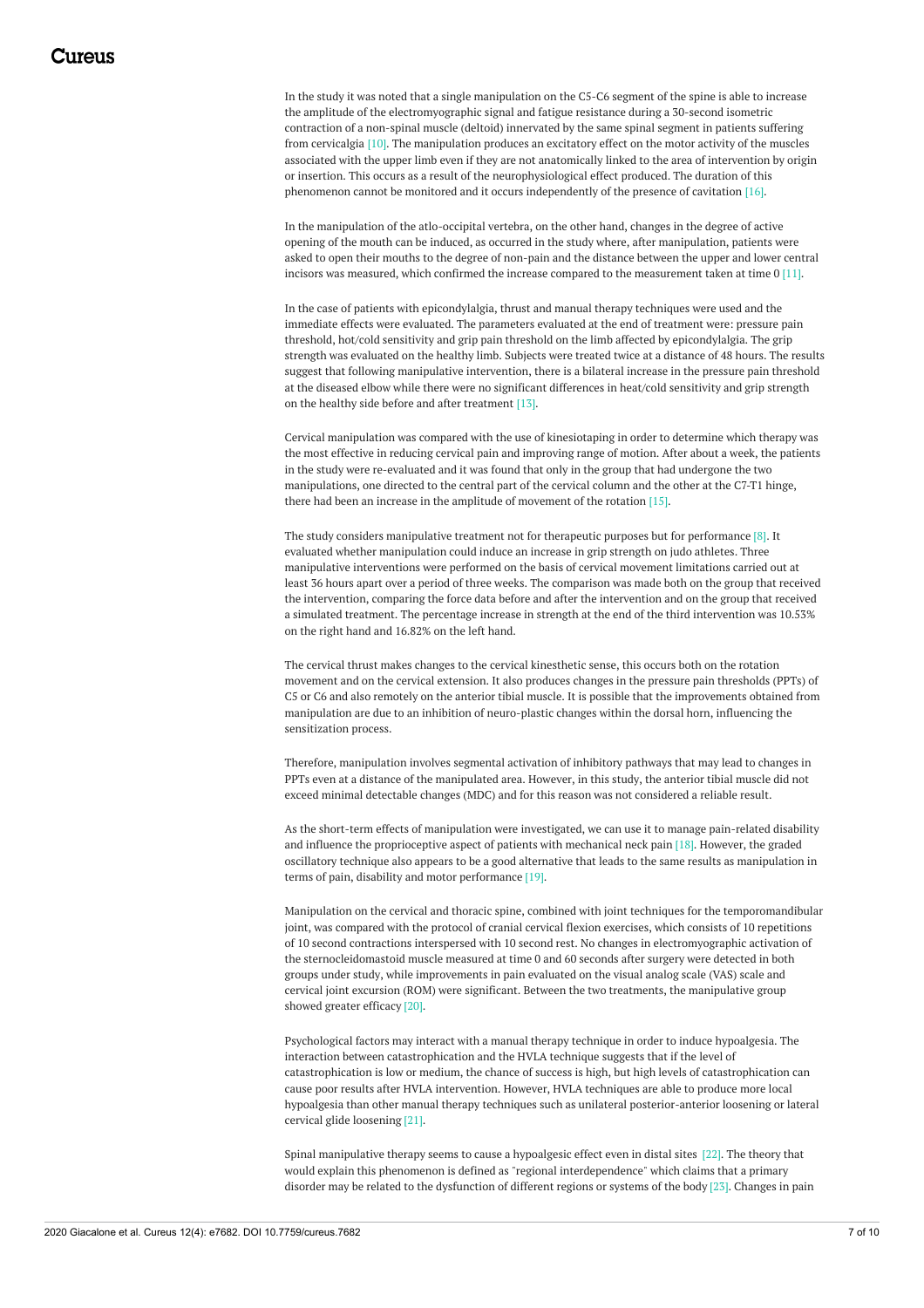In the study it was noted that a single manipulation on the C5-C6 segment of the spine is able to increase the amplitude of the electromyographic signal and fatigue resistance during a 30-second isometric contraction of a non-spinal muscle (deltoid) innervated by the same spinal segment in patients suffering from cervicalgia [10]. The manipulation produces an excitatory effect on the motor activity of the muscles associated with the upper limb even if they are not anatomically linked to the area of intervention by origin or insertion. This occurs as a result of the neurophysiological effect produced. The duration of this phenomenon cannot be monitored and it occurs independently of the presence of cavitation [16].

In the manipulation of the atlo-occipital vertebra, on the other hand, changes in the degree of active opening of the mouth can be induced, as occurred in the study where, after manipulation, patients were asked to open their mouths to the degree of non-pain and the distance between the upper and lower central incisors was measured, which confirmed the increase compared to the measurement taken at time 0 [11].

In the case of patients with epicondylalgia, thrust and manual therapy techniques were used and the immediate effects were evaluated. The parameters evaluated at the end of treatment were: pressure pain threshold, hot/cold sensitivity and grip pain threshold on the limb affected by epicondylalgia. The grip strength was evaluated on the healthy limb. Subjects were treated twice at a distance of 48 hours. The results suggest that following manipulative intervention, there is a bilateral increase in the pressure pain threshold at the diseased elbow while there were no significant differences in heat/cold sensitivity and grip strength on the healthy side before and after treatment [13].

Cervical manipulation was compared with the use of kinesiotaping in order to determine which therapy was the most effective in reducing cervical pain and improving range of motion. After about a week, the patients in the study were re-evaluated and it was found that only in the group that had undergone the two manipulations, one directed to the central part of the cervical column and the other at the C7-T1 hinge, there had been an increase in the amplitude of movement of the rotation [15].

The study considers manipulative treatment not for therapeutic purposes but for performance [8]. It evaluated whether manipulation could induce an increase in grip strength on judo athletes. Three manipulative interventions were performed on the basis of cervical movement limitations carried out at least 36 hours apart over a period of three weeks. The comparison was made both on the group that received the intervention, comparing the force data before and after the intervention and on the group that received a simulated treatment. The percentage increase in strength at the end of the third intervention was 10.53% on the right hand and 16.82% on the left hand.

The cervical thrust makes changes to the cervical kinesthetic sense, this occurs both on the rotation movement and on the cervical extension. It also produces changes in the pressure pain thresholds (PPTs) of C5 or C6 and also remotely on the anterior tibial muscle. It is possible that the improvements obtained from manipulation are due to an inhibition of neuro-plastic changes within the dorsal horn, influencing the sensitization process.

Therefore, manipulation involves segmental activation of inhibitory pathways that may lead to changes in PPTs even at a distance of the manipulated area. However, in this study, the anterior tibial muscle did not exceed minimal detectable changes (MDC) and for this reason was not considered a reliable result.

As the short-term effects of manipulation were investigated, we can use it to manage pain-related disability and influence the proprioceptive aspect of patients with mechanical neck pain [18]. However, the graded oscillatory technique also appears to be a good alternative that leads to the same results as manipulation in terms of pain, disability and motor performance [19].

Manipulation on the cervical and thoracic spine, combined with joint techniques for the temporomandibular joint, was compared with the protocol of cranial cervical flexion exercises, which consists of 10 repetitions of 10 second contractions interspersed with 10 second rest. No changes in electromyographic activation of the sternocleidomastoid muscle measured at time 0 and 60 seconds after surgery were detected in both groups under study, while improvements in pain evaluated on the visual analog scale (VAS) scale and cervical joint excursion (ROM) were significant. Between the two treatments, the manipulative group showed greater efficacy [20].

Psychological factors may interact with a manual therapy technique in order to induce hypoalgesia. The interaction between catastrophication and the HVLA technique suggests that if the level of catastrophication is low or medium, the chance of success is high, but high levels of catastrophication can cause poor results after HVLA intervention. However, HVLA techniques are able to produce more local hypoalgesia than other manual therapy techniques such as unilateral posterior-anterior loosening or lateral cervical glide loosening [21].

Spinal manipulative therapy seems to cause a hypoalgesic effect even in distal sites [22]. The theory that would explain this phenomenon is defined as "regional interdependence" which claims that a primary disorder may be related to the dysfunction of different regions or systems of the body [23]. Changes in pain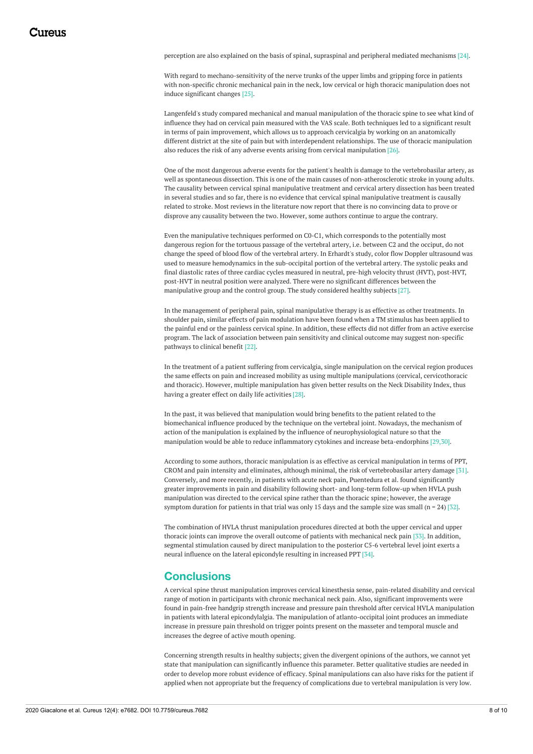perception are also explained on the basis of spinal, supraspinal and peripheral mediated mechanisms [24].

With regard to mechano-sensitivity of the nerve trunks of the upper limbs and gripping force in patients with non-specific chronic mechanical pain in the neck, low cervical or high thoracic manipulation does not induce significant changes [25].

Langenfeld's study compared mechanical and manual manipulation of the thoracic spine to see what kind of influence they had on cervical pain measured with the VAS scale. Both techniques led to a significant result in terms of pain improvement, which allows us to approach cervicalgia by working on an anatomically different district at the site of pain but with interdependent relationships. The use of thoracic manipulation also reduces the risk of any adverse events arising from cervical manipulation [26].

One of the most dangerous adverse events for the patient's health is damage to the vertebrobasilar artery, as well as spontaneous dissection. This is one of the main causes of non-atherosclerotic stroke in young adults. The causality between cervical spinal manipulative treatment and cervical artery dissection has been treated in several studies and so far, there is no evidence that cervical spinal manipulative treatment is causally related to stroke. Most reviews in the literature now report that there is no convincing data to prove or disprove any causality between the two. However, some authors continue to argue the contrary.

Even the manipulative techniques performed on C0-C1, which corresponds to the potentially most dangerous region for the tortuous passage of the vertebral artery, i.e. between C2 and the occiput, do not change the speed of blood flow of the vertebral artery. In Erhardt's study, color flow Doppler ultrasound was used to measure hemodynamics in the sub-occipital portion of the vertebral artery. The systolic peaks and final diastolic rates of three cardiac cycles measured in neutral, pre-high velocity thrust (HVT), post-HVT, post-HVT in neutral position were analyzed. There were no significant differences between the manipulative group and the control group. The study considered healthy subjects [27].

In the management of peripheral pain, spinal manipulative therapy is as effective as other treatments. In shoulder pain, similar effects of pain modulation have been found when a TM stimulus has been applied to the painful end or the painless cervical spine. In addition, these effects did not differ from an active exercise program. The lack of association between pain sensitivity and clinical outcome may suggest non-specific pathways to clinical benefit [22].

In the treatment of a patient suffering from cervicalgia, single manipulation on the cervical region produces the same effects on pain and increased mobility as using multiple manipulations (cervical, cervicothoracic and thoracic). However, multiple manipulation has given better results on the Neck Disability Index, thus having a greater effect on daily life activities [28].

In the past, it was believed that manipulation would bring benefits to the patient related to the biomechanical influence produced by the technique on the vertebral joint. Nowadays, the mechanism of action of the manipulation is explained by the influence of neurophysiological nature so that the manipulation would be able to reduce inflammatory cytokines and increase beta-endorphins [29,30].

According to some authors, thoracic manipulation is as effective as cervical manipulation in terms of PPT, CROM and pain intensity and eliminates, although minimal, the risk of vertebrobasilar artery damage [31]. Conversely, and more recently, in patients with acute neck pain, Puentedura et al. found significantly greater improvements in pain and disability following short- and long-term follow-up when HVLA push manipulation was directed to the cervical spine rather than the thoracic spine; however, the average symptom duration for patients in that trial was only 15 days and the sample size was small (n = 24) [32].

The combination of HVLA thrust manipulation procedures directed at both the upper cervical and upper thoracic joints can improve the overall outcome of patients with mechanical neck pain [33]. In addition, segmental stimulation caused by direct manipulation to the posterior C5-6 vertebral level joint exerts a neural influence on the lateral epicondyle resulting in increased PPT [34].

## Conclusions

A cervical spine thrust manipulation improves cervical kinesthesia sense, pain-related disability and cervical range of motion in participants with chronic mechanical neck pain. Also, significant improvements were found in pain-free handgrip strength increase and pressure pain threshold after cervical HVLA manipulation in patients with lateral epicondylalgia. The manipulation of atlanto-occipital joint produces an immediate increase in pressure pain threshold on trigger points present on the masseter and temporal muscle and increases the degree of active mouth opening.

Concerning strength results in healthy subjects; given the divergent opinions of the authors, we cannot yet state that manipulation can significantly influence this parameter. Better qualitative studies are needed in order to develop more robust evidence of efficacy. Spinal manipulations can also have risks for the patient if applied when not appropriate but the frequency of complications due to vertebral manipulation is very low.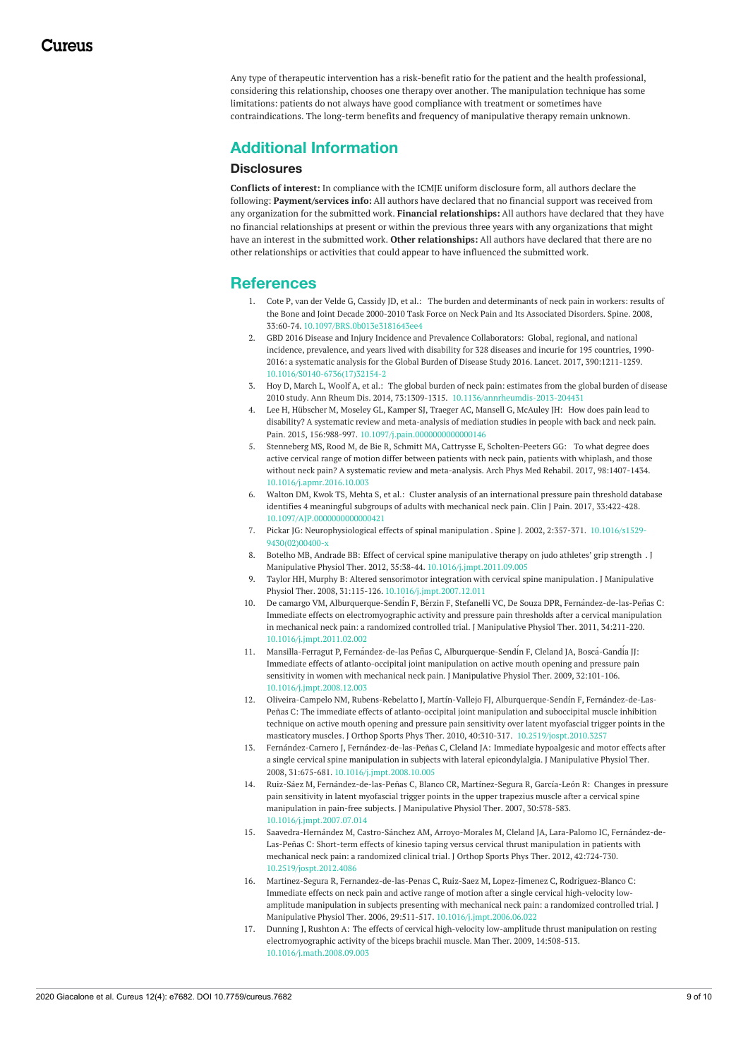Any type of therapeutic intervention has a risk-benefit ratio for the patient and the health professional, considering this relationship, chooses one therapy over another. The manipulation technique has some limitations: patients do not always have good compliance with treatment or sometimes have contraindications. The long-term benefits and frequency of manipulative therapy remain unknown.

## Additional Information

### Disclosures

**Conflicts of interest:** In compliance with the ICMJE uniform disclosure form, all authors declare the following: **Payment/services info:** All authors have declared that no financial support was received from any organization for the submitted work. **Financial relationships:** All authors have declared that they have no financial relationships at present or within the previous three years with any organizations that might have an interest in the submitted work. **Other relationships:** All authors have declared that there are no other relationships or activities that could appear to have influenced the submitted work.

## References

1. Cote P, van der Velde G, Cassidy JD, et al.: The burden and determinants of neck pain in workers: results of the Bone and Joint Decade 2000-2010 Task Force on Neck Pain and Its Associated Disorders. Spine. 2008, 33:60-74. 10.1097/BRS.0b013e3181643ee4
2. GBD 2016 Disease and Injury Incidence and Prevalence Collaborators: Global, regional, and national incidence, prevalence, and years lived with disability for 328 diseases and incurie for 195 countries, 1990-2016: a systematic analysis for the Global Burden of Disease Study 2016. Lancet. 2017, 390:1211-1259. 10.1016/S0140-6736(17)32154-2
3. Hoy D, March L, Woolf A, et al.: The global burden of neck pain: estimates from the global burden of disease 2010 study. Ann Rheum Dis. 2014, 73:1309-1315. 10.1136/annrheumdis-2013-204431
4. Lee H, Hübscher M, Moseley GL, Kamper SJ, Traeger AC, Mansell G, McAuley JH: How does pain lead to disability? A systematic review and meta-analysis of mediation studies in people with back and neck pain. Pain. 2015, 156:988-997. 10.1097/j.pain.0000000000000146
5. Stenneberg MS, Rood M, de Bie R, Schmitt MA, Cattrysse E, Scholten-Peeters GG: To what degree does active cervical range of motion differ between patients with neck pain, patients with whiplash, and those without neck pain? A systematic review and meta-analysis. Arch Phys Med Rehabil. 2017, 98:1407-1434. 10.1016/j.apmr.2016.10.003
6. Walton DM, Kwok TS, Mehta S, et al.: Cluster analysis of an international pressure pain threshold database identifies 4 meaningful subgroups of adults with mechanical neck pain. Clin J Pain. 2017, 33:422-428. 10.1097/AJP.0000000000000421
7. Pickar JG: Neurophysiological effects of spinal manipulation . Spine J. 2002, 2:357-371. 10.1016/s1529-9430(02)00400-x
8. Botelho MB, Andrade BB: Effect of cervical spine manipulative therapy on judo athletes' grip strength . J Manipulative Physiol Ther. 2012, 35:38-44. 10.1016/j.jmpt.2011.09.005
9. Taylor HH, Murphy B: Altered sensorimotor integration with cervical spine manipulation . J Manipulative Physiol Ther. 2008, 31:115-126. 10.1016/j.jmpt.2007.12.011
10. De camargo VM, Alburquerque-Sendín F, Bérzin F, Stefanelli VC, De Souza DPR, Fernández-de-las-Peñas C: Immediate effects on electromyographic activity and pressure pain thresholds after a cervical manipulation in mechanical neck pain: a randomized controlled trial. J Manipulative Physiol Ther. 2011, 34:211-220. 10.1016/j.jmpt.2011.02.002
11. Mansilla-Ferragut P, Fernández-de-las Peñas C, Alburquerque-Sendín F, Cleland JA, Boscá-Gandía JJ: Immediate effects of atlanto-occipital joint manipulation on active mouth opening and pressure pain sensitivity in women with mechanical neck pain. J Manipulative Physiol Ther. 2009, 32:101-106. 10.1016/j.jmpt.2008.12.003
12. Oliveira-Campelo NM, Rubens-Rebelatto J, Martín-Vallejo FJ, Alburquerque-Sendín F, Fernández-de-Las-Peñas C: The immediate effects of atlanto-occipital joint manipulation and suboccipital muscle inhibition technique on active mouth opening and pressure pain sensitivity over latent myofascial trigger points in the masticatory muscles. J Orthop Sports Phys Ther. 2010, 40:310-317. 10.2519/jospt.2010.3257
13. Fernández-Carnero J, Fernández-de-las-Peñas C, Cleland JA: Immediate hypoalgesic and motor effects after a single cervical spine manipulation in subjects with lateral epicondylalgia. J Manipulative Physiol Ther. 2008, 31:675-681. 10.1016/j.jmpt.2008.10.005
14. Ruiz-Sáez M, Fernández-de-las-Peñas C, Blanco CR, Martínez-Segura R, García-León R: Changes in pressure pain sensitivity in latent myofascial trigger points in the upper trapezius muscle after a cervical spine manipulation in pain-free subjects. J Manipulative Physiol Ther. 2007, 30:578-583. 10.1016/j.jmpt.2007.07.014
15. Saavedra-Hernández M, Castro-Sánchez AM, Arroyo-Morales M, Cleland JA, Lara-Palomo IC, Fernández-de-Las-Peñas C: Short-term effects of kinesio taping versus cervical thrust manipulation in patients with mechanical neck pain: a randomized clinical trial. J Orthop Sports Phys Ther. 2012, 42:724-730. 10.2519/jospt.2012.4086
16. Martinez-Segura R, Fernandez-de-las-Penas C, Ruiz-Saez M, Lopez-Jimenez C, Rodriguez-Blanco C: Immediate effects on neck pain and active range of motion after a single cervical high-velocity low-amplitude manipulation in subjects presenting with mechanical neck pain: a randomized controlled trial. J Manipulative Physiol Ther. 2006, 29:511-517. 10.1016/j.jmpt.2006.06.022
17. Dunning J, Rushton A: The effects of cervical high-velocity low-amplitude thrust manipulation on resting electromyographic activity of the biceps brachii muscle. Man Ther. 2009, 14:508-513. 10.1016/j.math.2008.09.003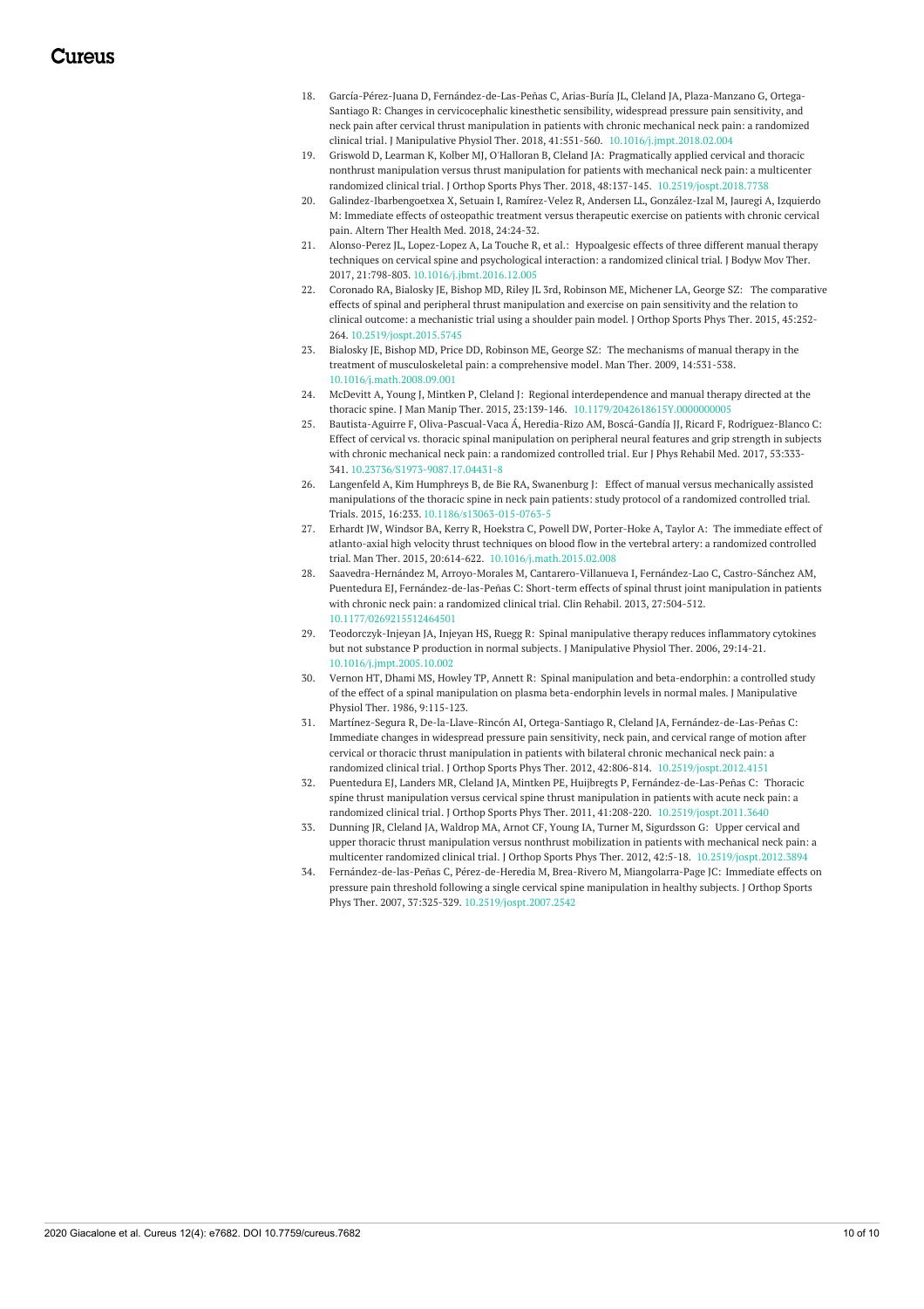18. García-Pérez-Juana D, Fernández-de-Las-Peñas C, Arias-Buría JL, Cleland JA, Plaza-Manzano G, Ortega-Santiago R: Changes in cervicocephalic kinesthetic sensibility, widespread pressure pain sensitivity, and neck pain after cervical thrust manipulation in patients with chronic mechanical neck pain: a randomized clinical trial. J Manipulative Physiol Ther. 2018, 41:551-560. 10.1016/j.jmpt.2018.02.004
19. Griswold D, Learman K, Kolber MJ, O'Halloran B, Cleland JA: Pragmatically applied cervical and thoracic nonthrust manipulation versus thrust manipulation for patients with mechanical neck pain: a multicenter randomized clinical trial. J Orthop Sports Phys Ther. 2018, 48:137-145. 10.2519/jospt.2018.7738
20. Galindez-Ibarbengoetxea X, Setuain I, Ramírez-Velez R, Andersen LL, González-Izal M, Jauregi A, Izquierdo M: Immediate effects of osteopathic treatment versus therapeutic exercise on patients with chronic cervical pain. Altern Ther Health Med. 2018, 24:24-32.
21. Alonso-Perez JL, Lopez-Lopez A, La Touche R, et al.: Hypoalgesic effects of three different manual therapy techniques on cervical spine and psychological interaction: a randomized clinical trial. J Bodyw Mov Ther. 2017, 21:798-803. 10.1016/j.jbmt.2016.12.005
22. Coronado RA, Bialosky JE, Bishop MD, Riley JL 3rd, Robinson ME, Michener LA, George SZ: The comparative effects of spinal and peripheral thrust manipulation and exercise on pain sensitivity and the relation to clinical outcome: a mechanistic trial using a shoulder pain model. J Orthop Sports Phys Ther. 2015, 45:252-264. 10.2519/jospt.2015.5745
23. Bialosky JE, Bishop MD, Price DD, Robinson ME, George SZ: The mechanisms of manual therapy in the treatment of musculoskeletal pain: a comprehensive model. Man Ther. 2009, 14:531-538. 10.1016/j.math.2008.09.001
24. McDevitt A, Young J, Mintken P, Cleland J: Regional interdependence and manual therapy directed at the thoracic spine. J Man Manip Ther. 2015, 23:139-146. 10.1179/2042618615Y.0000000005
25. Bautista-Aguirre F, Oliva-Pascual-Vaca Á, Heredia-Rizo AM, Boscá-Gandía JJ, Ricard F, Rodriguez-Blanco C: Effect of cervical vs. thoracic spinal manipulation on peripheral neural features and grip strength in subjects with chronic mechanical neck pain: a randomized controlled trial. Eur J Phys Rehabil Med. 2017, 53:333-341. 10.23736/S1973-9087.17.04431-8
26. Langenfeld A, Kim Humphreys B, de Bie RA, Swanenburg J: Effect of manual versus mechanically assisted manipulations of the thoracic spine in neck pain patients: study protocol of a randomized controlled trial. Trials. 2015, 16:233. 10.1186/s13063-015-0763-5
27. Erhardt JW, Windsor BA, Kerry R, Hoekstra C, Powell DW, Porter-Hoke A, Taylor A: The immediate effect of atlanto-axial high velocity thrust techniques on blood flow in the vertebral artery: a randomized controlled trial. Man Ther. 2015, 20:614-622. 10.1016/j.math.2015.02.008
28. Saavedra-Hernández M, Arroyo-Morales M, Cantarero-Villanueva I, Fernández-Lao C, Castro-Sánchez AM, Puentedura EJ, Fernández-de-las-Peñas C: Short-term effects of spinal thrust joint manipulation in patients with chronic neck pain: a randomized clinical trial. Clin Rehabil. 2013, 27:504-512. 10.1177/0269215512464501
29. Teodorczyk-Injeyan JA, Injeyan HS, Ruegg R: Spinal manipulative therapy reduces inflammatory cytokines but not substance P production in normal subjects. J Manipulative Physiol Ther. 2006, 29:14-21. 10.1016/j.jmpt.2005.10.002
30. Vernon HT, Dhami MS, Howley TP, Annett R: Spinal manipulation and beta-endorphin: a controlled study of the effect of a spinal manipulation on plasma beta-endorphin levels in normal males. J Manipulative Physiol Ther. 1986, 9:115-123.
31. Martínez-Segura R, De-la-Llave-Rincón AI, Ortega-Santiago R, Cleland JA, Fernández-de-Las-Peñas C: Immediate changes in widespread pressure pain sensitivity, neck pain, and cervical range of motion after cervical or thoracic thrust manipulation in patients with bilateral chronic mechanical neck pain: a randomized clinical trial. J Orthop Sports Phys Ther. 2012, 42:806-814. 10.2519/jospt.2012.4151
32. Puentedura EJ, Landers MR, Cleland JA, Mintken PE, Huijbregts P, Fernández-de-Las-Peñas C: Thoracic spine thrust manipulation versus cervical spine thrust manipulation in patients with acute neck pain: a randomized clinical trial. J Orthop Sports Phys Ther. 2011, 41:208-220. 10.2519/jospt.2011.3640
33. Dunning JR, Cleland JA, Waldrop MA, Arnot CF, Young IA, Turner M, Sigurdsson G: Upper cervical and upper thoracic thrust manipulation versus nonthrust mobilization in patients with mechanical neck pain: a multicenter randomized clinical trial. J Orthop Sports Phys Ther. 2012, 42:5-18. 10.2519/jospt.2012.3894
34. Fernández-de-las-Peñas C, Pérez-de-Heredia M, Brea-Rivero M, Miangolarra-Page JC: Immediate effects on pressure pain threshold following a single cervical spine manipulation in healthy subjects. J Orthop Sports Phys Ther. 2007, 37:325-329. 10.2519/jospt.2007.2542